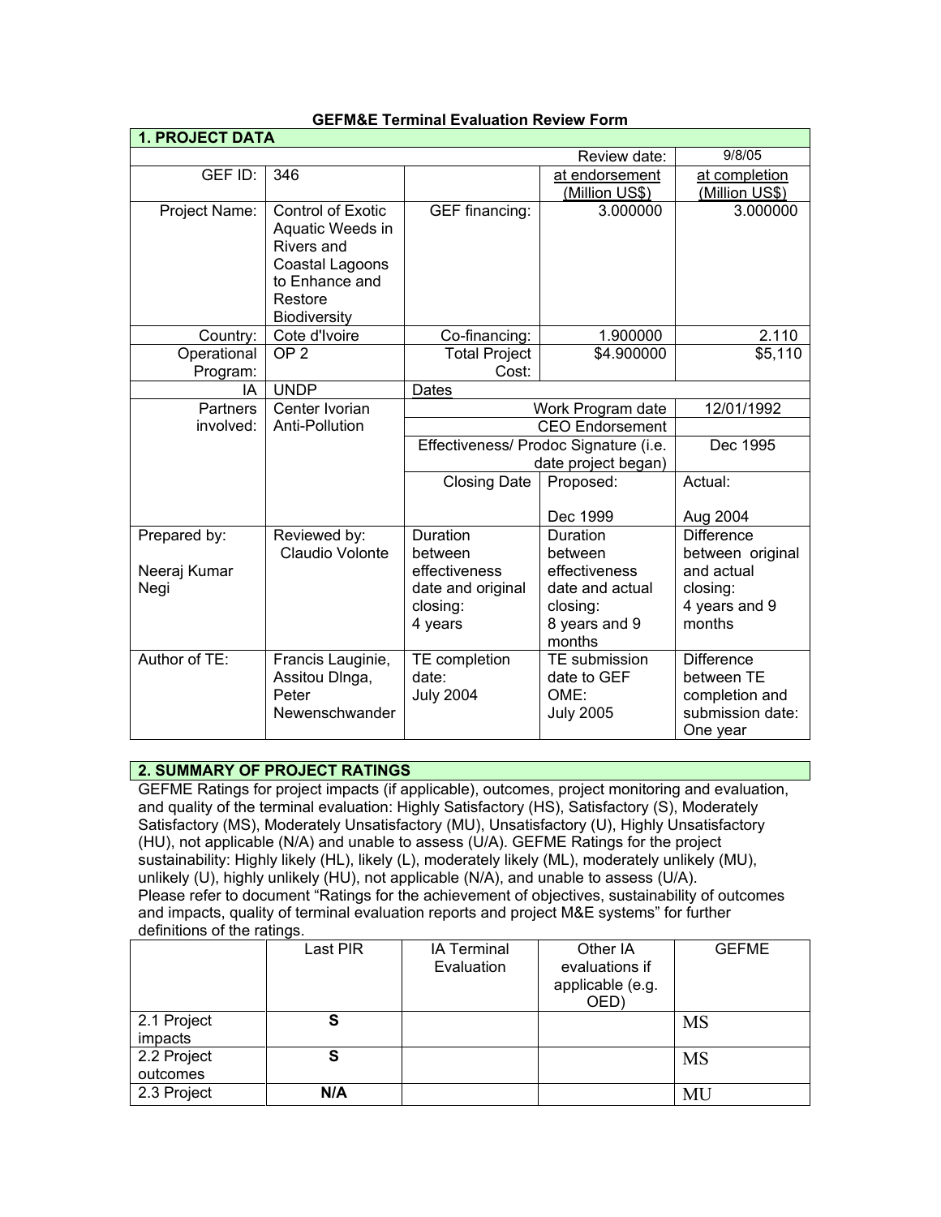**GEFM&E Terminal Evaluation Review Form**

| 1. PROJECT DATA | | | | |
|---|---|---|---|---|
| | | | Review date: | 9/8/05 |
| GEF ID: | 346 | | at endorsement (Million US$) | at completion (Million US$) |
| Project Name: | Control of Exotic Aquatic Weeds in Rivers and Coastal Lagoons to Enhance and Restore Biodiversity | GEF financing: | 3.000000 | 3.000000 |
| Country: | Cote d'Ivoire | Co-financing: | 1.900000 | 2.110 |
| Operational Program: | OP 2 | Total Project Cost: | $4.900000 | $5,110 |
| IA | UNDP | Dates | | |
| Partners involved: | Center Ivorian Anti-Pollution | | Work Program date | 12/01/1992 |
| | | | CEO Endorsement | |
| | | | Effectiveness/ Prodoc Signature (i.e. date project began) | Dec 1995 |
| | | Closing Date | Proposed: Dec 1999 | Actual: Aug 2004 |
| Prepared by: Neeraj Kumar Negi | Reviewed by: Claudio Volonte | Duration between effectiveness date and original closing: 4 years | Duration between effectiveness date and actual closing: 8 years and 9 months | Difference between original and actual closing: 4 years and 9 months |
| Author of TE: | Francis Lauginie, Assitou DInga, Peter Newenschwander | TE completion date: July 2004 | TE submission date to GEF OME: July 2005 | Difference between TE completion and submission date: One year |

## 2. SUMMARY OF PROJECT RATINGS

GEFME Ratings for project impacts (if applicable), outcomes, project monitoring and evaluation, and quality of the terminal evaluation: Highly Satisfactory (HS), Satisfactory (S), Moderately Satisfactory (MS), Moderately Unsatisfactory (MU), Unsatisfactory (U), Highly Unsatisfactory (HU), not applicable (N/A) and unable to assess (U/A). GEFME Ratings for the project sustainability: Highly likely (HL), likely (L), moderately likely (ML), moderately unlikely (MU), unlikely (U), highly unlikely (HU), not applicable (N/A), and unable to assess (U/A). Please refer to document "Ratings for the achievement of objectives, sustainability of outcomes and impacts, quality of terminal evaluation reports and project M&E systems" for further definitions of the ratings.

| | Last PIR | IA Terminal Evaluation | Other IA evaluations if applicable (e.g. OED) | GEFME |
|---|---|---|---|---|
| 2.1 Project impacts | **S** | | | MS |
| 2.2 Project outcomes | **S** | | | MS |
| 2.3 Project | **N/A** | | | MU |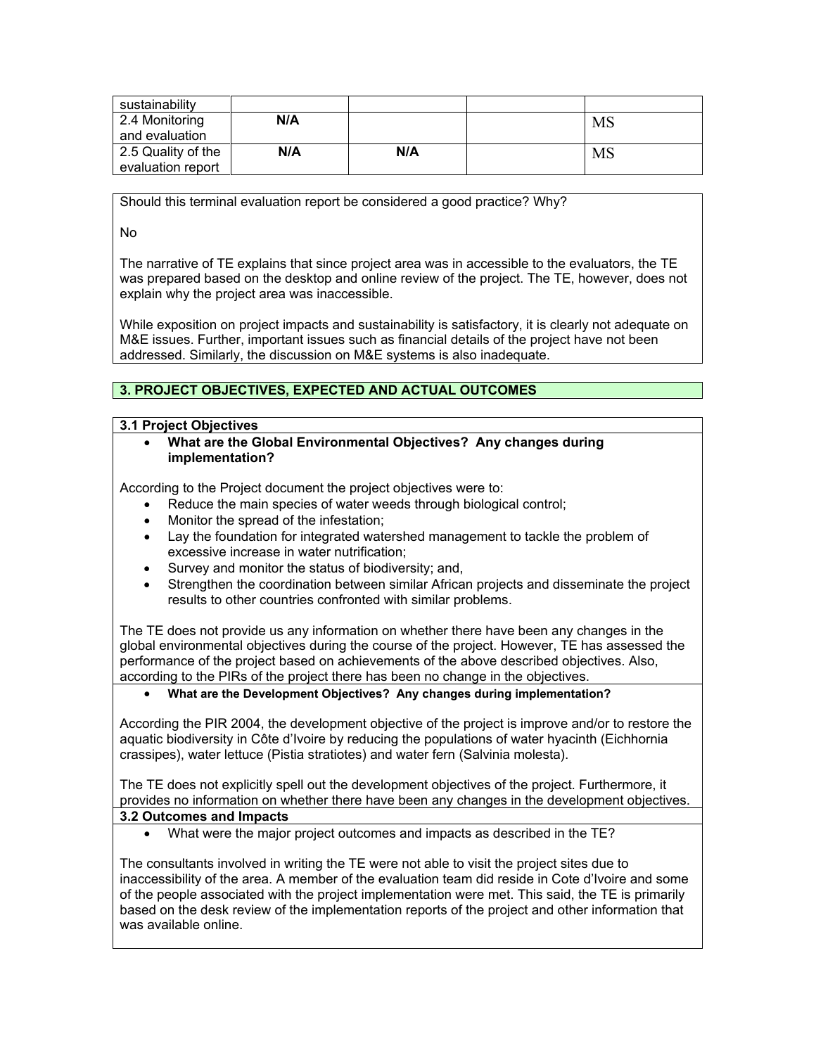| sustainability | | | | |
|---|---|---|---|---|
| 2.4 Monitoring and evaluation | **N/A** | | | MS |
| 2.5 Quality of the evaluation report | **N/A** | **N/A** | | MS |

Should this terminal evaluation report be considered a good practice? Why?

No

The narrative of TE explains that since project area was in accessible to the evaluators, the TE was prepared based on the desktop and online review of the project. The TE, however, does not explain why the project area was inaccessible.

While exposition on project impacts and sustainability is satisfactory, it is clearly not adequate on M&E issues. Further, important issues such as financial details of the project have not been addressed. Similarly, the discussion on M&E systems is also inadequate.

## 3. PROJECT OBJECTIVES, EXPECTED AND ACTUAL OUTCOMES

### 3.1 Project Objectives

- **What are the Global Environmental Objectives? Any changes during implementation?**

According to the Project document the project objectives were to:

- Reduce the main species of water weeds through biological control;
- Monitor the spread of the infestation;
- Lay the foundation for integrated watershed management to tackle the problem of excessive increase in water nutrification;
- Survey and monitor the status of biodiversity; and,
- Strengthen the coordination between similar African projects and disseminate the project results to other countries confronted with similar problems.

The TE does not provide us any information on whether there have been any changes in the global environmental objectives during the course of the project. However, TE has assessed the performance of the project based on achievements of the above described objectives. Also, according to the PIRs of the project there has been no change in the objectives.

- **What are the Development Objectives? Any changes during implementation?**

According the PIR 2004, the development objective of the project is improve and/or to restore the aquatic biodiversity in Côte d'Ivoire by reducing the populations of water hyacinth (Eichhornia crassipes), water lettuce (Pistia stratiotes) and water fern (Salvinia molesta).

The TE does not explicitly spell out the development objectives of the project. Furthermore, it provides no information on whether there have been any changes in the development objectives.

### 3.2 Outcomes and Impacts

- What were the major project outcomes and impacts as described in the TE?

The consultants involved in writing the TE were not able to visit the project sites due to inaccessibility of the area. A member of the evaluation team did reside in Cote d'Ivoire and some of the people associated with the project implementation were met. This said, the TE is primarily based on the desk review of the implementation reports of the project and other information that was available online.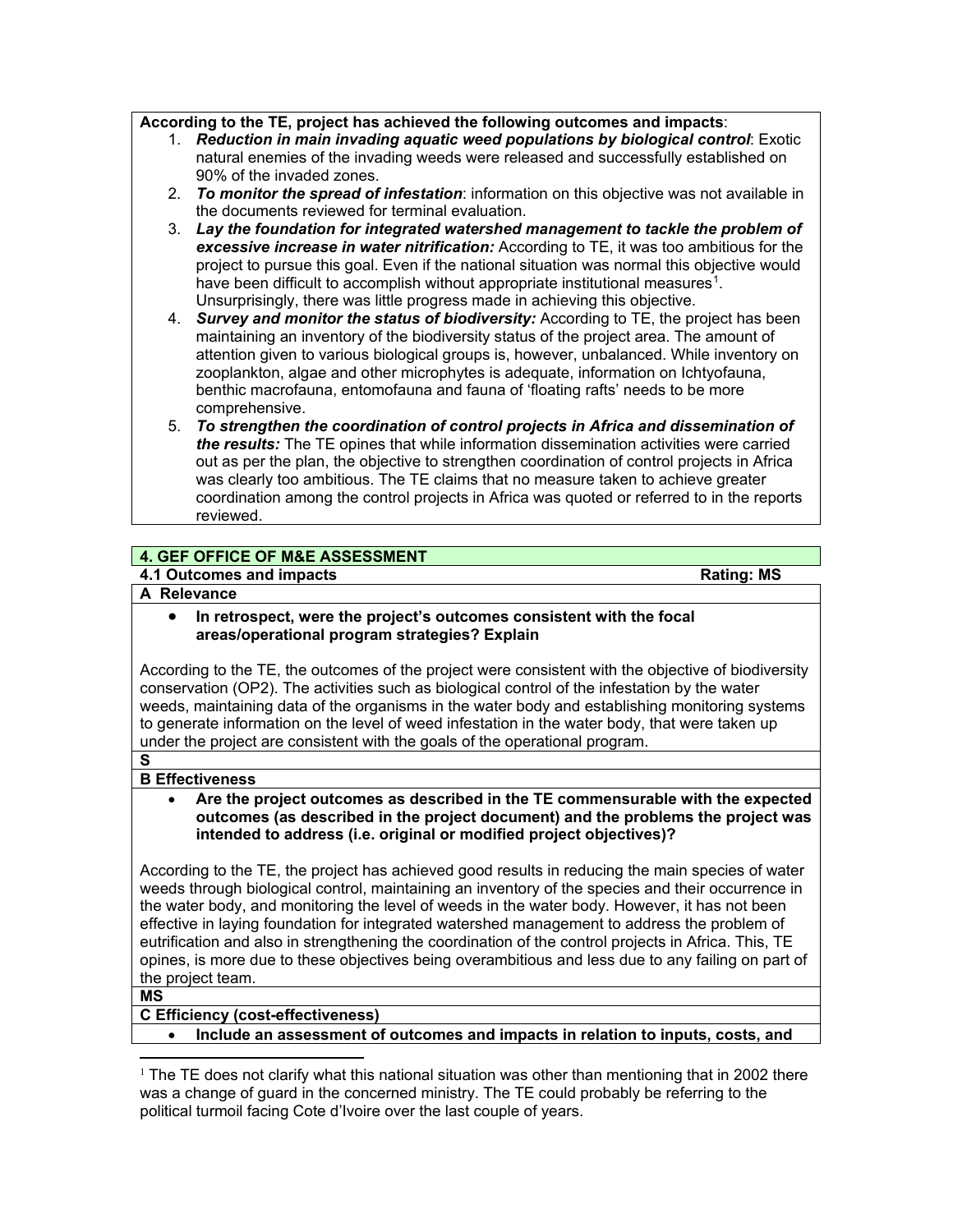**According to the TE, project has achieved the following outcomes and impacts**:

1. ***Reduction in main invading aquatic weed populations by biological control***: Exotic natural enemies of the invading weeds were released and successfully established on 90% of the invaded zones.
2. ***To monitor the spread of infestation***: information on this objective was not available in the documents reviewed for terminal evaluation.
3. ***Lay the foundation for integrated watershed management to tackle the problem of excessive increase in water nitrification:*** According to TE, it was too ambitious for the project to pursue this goal. Even if the national situation was normal this objective would have been difficult to accomplish without appropriate institutional measures[1]. Unsurprisingly, there was little progress made in achieving this objective.
4. ***Survey and monitor the status of biodiversity:*** According to TE, the project has been maintaining an inventory of the biodiversity status of the project area. The amount of attention given to various biological groups is, however, unbalanced. While inventory on zooplankton, algae and other microphytes is adequate, information on Ichtyofauna, benthic macrofauna, entomofauna and fauna of 'floating rafts' needs to be more comprehensive.
5. ***To strengthen the coordination of control projects in Africa and dissemination of the results:*** The TE opines that while information dissemination activities were carried out as per the plan, the objective to strengthen coordination of control projects in Africa was clearly too ambitious. The TE claims that no measure taken to achieve greater coordination among the control projects in Africa was quoted or referred to in the reports reviewed.

## 4. GEF OFFICE OF M&E ASSESSMENT

### 4.1 Outcomes and impacts — Rating: MS

**A Relevance**

- **In retrospect, were the project's outcomes consistent with the focal areas/operational program strategies? Explain**

According to the TE, the outcomes of the project were consistent with the objective of biodiversity conservation (OP2). The activities such as biological control of the infestation by the water weeds, maintaining data of the organisms in the water body and establishing monitoring systems to generate information on the level of weed infestation in the water body, that were taken up under the project are consistent with the goals of the operational program.

**S**

**B Effectiveness**

- **Are the project outcomes as described in the TE commensurable with the expected outcomes (as described in the project document) and the problems the project was intended to address (i.e. original or modified project objectives)?**

According to the TE, the project has achieved good results in reducing the main species of water weeds through biological control, maintaining an inventory of the species and their occurrence in the water body, and monitoring the level of weeds in the water body. However, it has not been effective in laying foundation for integrated watershed management to address the problem of eutrification and also in strengthening the coordination of the control projects in Africa. This, TE opines, is more due to these objectives being overambitious and less due to any failing on part of the project team.

**MS**

**C Efficiency (cost-effectiveness)**

- **Include an assessment of outcomes and impacts in relation to inputs, costs, and**

[1] The TE does not clarify what this national situation was other than mentioning that in 2002 there was a change of guard in the concerned ministry. The TE could probably be referring to the political turmoil facing Cote d'Ivoire over the last couple of years.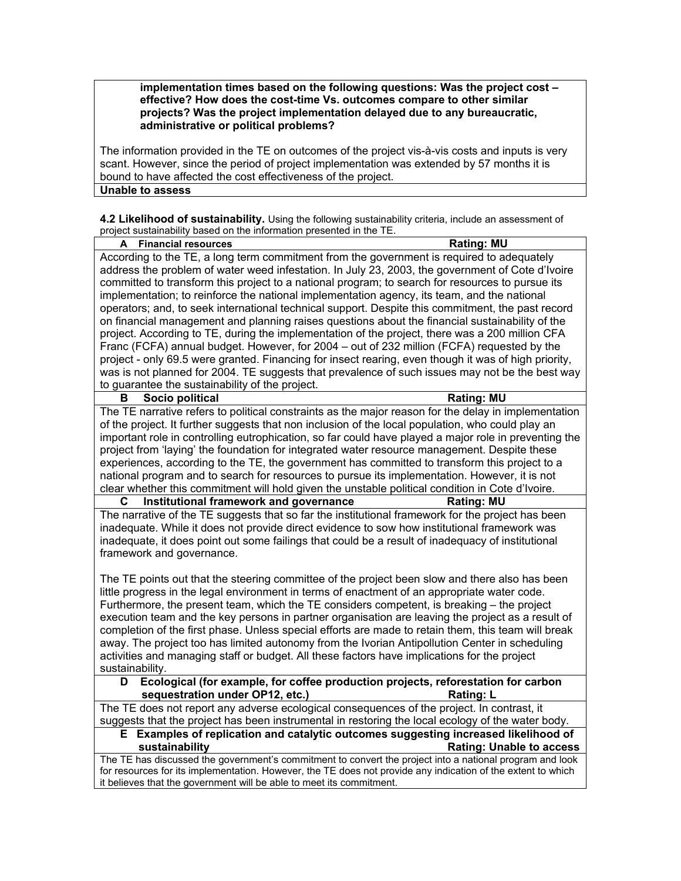**implementation times based on the following questions: Was the project cost – effective? How does the cost-time Vs. outcomes compare to other similar projects? Was the project implementation delayed due to any bureaucratic, administrative or political problems?**

The information provided in the TE on outcomes of the project vis-à-vis costs and inputs is very scant. However, since the period of project implementation was extended by 57 months it is bound to have affected the cost effectiveness of the project.

**Unable to assess**

**4.2 Likelihood of sustainability.** Using the following sustainability criteria, include an assessment of project sustainability based on the information presented in the TE.

**A Financial resources** — **Rating: MU**

According to the TE, a long term commitment from the government is required to adequately address the problem of water weed infestation. In July 23, 2003, the government of Cote d'Ivoire committed to transform this project to a national program; to search for resources to pursue its implementation; to reinforce the national implementation agency, its team, and the national operators; and, to seek international technical support. Despite this commitment, the past record on financial management and planning raises questions about the financial sustainability of the project. According to TE, during the implementation of the project, there was a 200 million CFA Franc (FCFA) annual budget. However, for 2004 – out of 232 million (FCFA) requested by the project - only 69.5 were granted. Financing for insect rearing, even though it was of high priority, was is not planned for 2004. TE suggests that prevalence of such issues may not be the best way to guarantee the sustainability of the project.

**B Socio political** — **Rating: MU**

The TE narrative refers to political constraints as the major reason for the delay in implementation of the project. It further suggests that non inclusion of the local population, who could play an important role in controlling eutrophication, so far could have played a major role in preventing the project from 'laying' the foundation for integrated water resource management. Despite these experiences, according to the TE, the government has committed to transform this project to a national program and to search for resources to pursue its implementation. However, it is not clear whether this commitment will hold given the unstable political condition in Cote d'Ivoire.

**C Institutional framework and governance** — **Rating: MU**

The narrative of the TE suggests that so far the institutional framework for the project has been inadequate. While it does not provide direct evidence to sow how institutional framework was inadequate, it does point out some failings that could be a result of inadequacy of institutional framework and governance.

The TE points out that the steering committee of the project been slow and there also has been little progress in the legal environment in terms of enactment of an appropriate water code. Furthermore, the present team, which the TE considers competent, is breaking – the project execution team and the key persons in partner organisation are leaving the project as a result of completion of the first phase. Unless special efforts are made to retain them, this team will break away. The project too has limited autonomy from the Ivorian Antipollution Center in scheduling activities and managing staff or budget. All these factors have implications for the project sustainability.

**D Ecological (for example, for coffee production projects, reforestation for carbon sequestration under OP12, etc.)** — **Rating: L**

The TE does not report any adverse ecological consequences of the project. In contrast, it suggests that the project has been instrumental in restoring the local ecology of the water body.

**E Examples of replication and catalytic outcomes suggesting increased likelihood of sustainability** — **Rating: Unable to access**

The TE has discussed the government's commitment to convert the project into a national program and look for resources for its implementation. However, the TE does not provide any indication of the extent to which it believes that the government will be able to meet its commitment.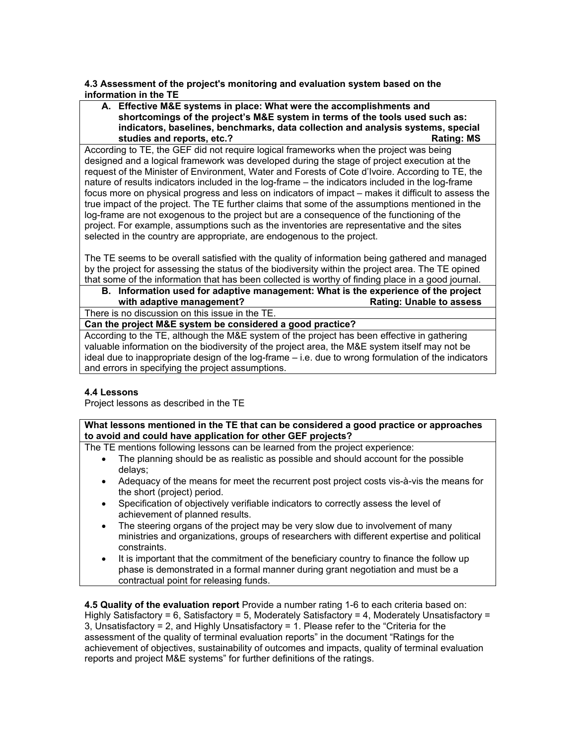**4.3 Assessment of the project's monitoring and evaluation system based on the information in the TE**

| **A. Effective M&E systems in place: What were the accomplishments and shortcomings of the project's M&E system in terms of the tools used such as: indicators, baselines, benchmarks, data collection and analysis systems, special studies and reports, etc.? Rating: MS** |
|---|
| According to TE, the GEF did not require logical frameworks when the project was being designed and a logical framework was developed during the stage of project execution at the request of the Minister of Environment, Water and Forests of Cote d'Ivoire. According to TE, the nature of results indicators included in the log-frame – the indicators included in the log-frame focus more on physical progress and less on indicators of impact – makes it difficult to assess the true impact of the project. The TE further claims that some of the assumptions mentioned in the log-frame are not exogenous to the project but are a consequence of the functioning of the project. For example, assumptions such as the inventories are representative and the sites selected in the country are appropriate, are endogenous to the project.<br><br>The TE seems to be overall satisfied with the quality of information being gathered and managed by the project for assessing the status of the biodiversity within the project area. The TE opined that some of the information that has been collected is worthy of finding place in a good journal. |
| **B. Information used for adaptive management: What is the experience of the project with adaptive management? Rating: Unable to assess** |
| There is no discussion on this issue in the TE. |
| **Can the project M&E system be considered a good practice?** |
| According to the TE, although the M&E system of the project has been effective in gathering valuable information on the biodiversity of the project area, the M&E system itself may not be ideal due to inappropriate design of the log-frame – i.e. due to wrong formulation of the indicators and errors in specifying the project assumptions. |

**4.4 Lessons**

Project lessons as described in the TE

**What lessons mentioned in the TE that can be considered a good practice or approaches to avoid and could have application for other GEF projects?**

The TE mentions following lessons can be learned from the project experience:

- The planning should be as realistic as possible and should account for the possible delays;
- Adequacy of the means for meet the recurrent post project costs vis-à-vis the means for the short (project) period.
- Specification of objectively verifiable indicators to correctly assess the level of achievement of planned results.
- The steering organs of the project may be very slow due to involvement of many ministries and organizations, groups of researchers with different expertise and political constraints.
- It is important that the commitment of the beneficiary country to finance the follow up phase is demonstrated in a formal manner during grant negotiation and must be a contractual point for releasing funds.

**4.5 Quality of the evaluation report** Provide a number rating 1-6 to each criteria based on: Highly Satisfactory = 6, Satisfactory = 5, Moderately Satisfactory = 4, Moderately Unsatisfactory = 3, Unsatisfactory = 2, and Highly Unsatisfactory = 1. Please refer to the "Criteria for the assessment of the quality of terminal evaluation reports" in the document "Ratings for the achievement of objectives, sustainability of outcomes and impacts, quality of terminal evaluation reports and project M&E systems" for further definitions of the ratings.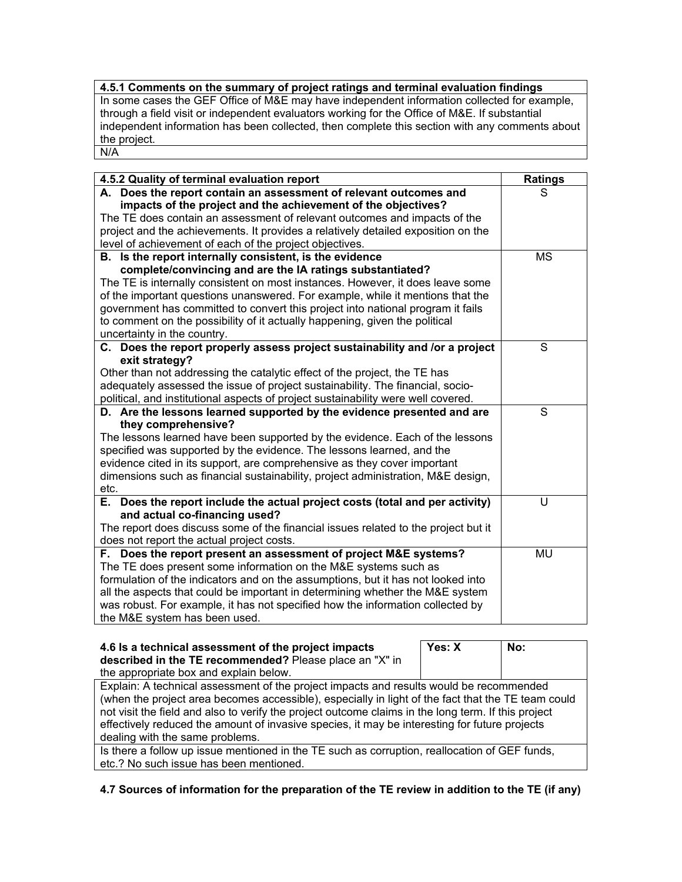| 4.5.1 Comments on the summary of project ratings and terminal evaluation findings |
|---|
| In some cases the GEF Office of M&E may have independent information collected for example, through a field visit or independent evaluators working for the Office of M&E. If substantial independent information has been collected, then complete this section with any comments about the project. |
| N/A |

| 4.5.2 Quality of terminal evaluation report | Ratings |
|---|---|
| **A. Does the report contain an assessment of relevant outcomes and impacts of the project and the achievement of the objectives?** The TE does contain an assessment of relevant outcomes and impacts of the project and the achievements. It provides a relatively detailed exposition on the level of achievement of each of the project objectives. | S |
| **B. Is the report internally consistent, is the evidence complete/convincing and are the IA ratings substantiated?** The TE is internally consistent on most instances. However, it does leave some of the important questions unanswered. For example, while it mentions that the government has committed to convert this project into national program it fails to comment on the possibility of it actually happening, given the political uncertainty in the country. | MS |
| **C. Does the report properly assess project sustainability and /or a project exit strategy?** Other than not addressing the catalytic effect of the project, the TE has adequately assessed the issue of project sustainability. The financial, socio-political, and institutional aspects of project sustainability were well covered. | S |
| **D. Are the lessons learned supported by the evidence presented and are they comprehensive?** The lessons learned have been supported by the evidence. Each of the lessons specified was supported by the evidence. The lessons learned, and the evidence cited in its support, are comprehensive as they cover important dimensions such as financial sustainability, project administration, M&E design, etc. | S |
| **E. Does the report include the actual project costs (total and per activity) and actual co-financing used?** The report does discuss some of the financial issues related to the project but it does not report the actual project costs. | U |
| **F. Does the report present an assessment of project M&E systems?** The TE does present some information on the M&E systems such as formulation of the indicators and on the assumptions, but it has not looked into all the aspects that could be important in determining whether the M&E system was robust. For example, it has not specified how the information collected by the M&E system has been used. | MU |

| **4.6 Is a technical assessment of the project impacts described in the TE recommended?** Please place an "X" in the appropriate box and explain below. | Yes: X | No: |
|---|---|---|
| Explain: A technical assessment of the project impacts and results would be recommended (when the project area becomes accessible), especially in light of the fact that the TE team could not visit the field and also to verify the project outcome claims in the long term. If this project effectively reduced the amount of invasive species, it may be interesting for future projects dealing with the same problems. | | |
| Is there a follow up issue mentioned in the TE such as corruption, reallocation of GEF funds, etc.? No such issue has been mentioned. | | |

**4.7 Sources of information for the preparation of the TE review in addition to the TE (if any)**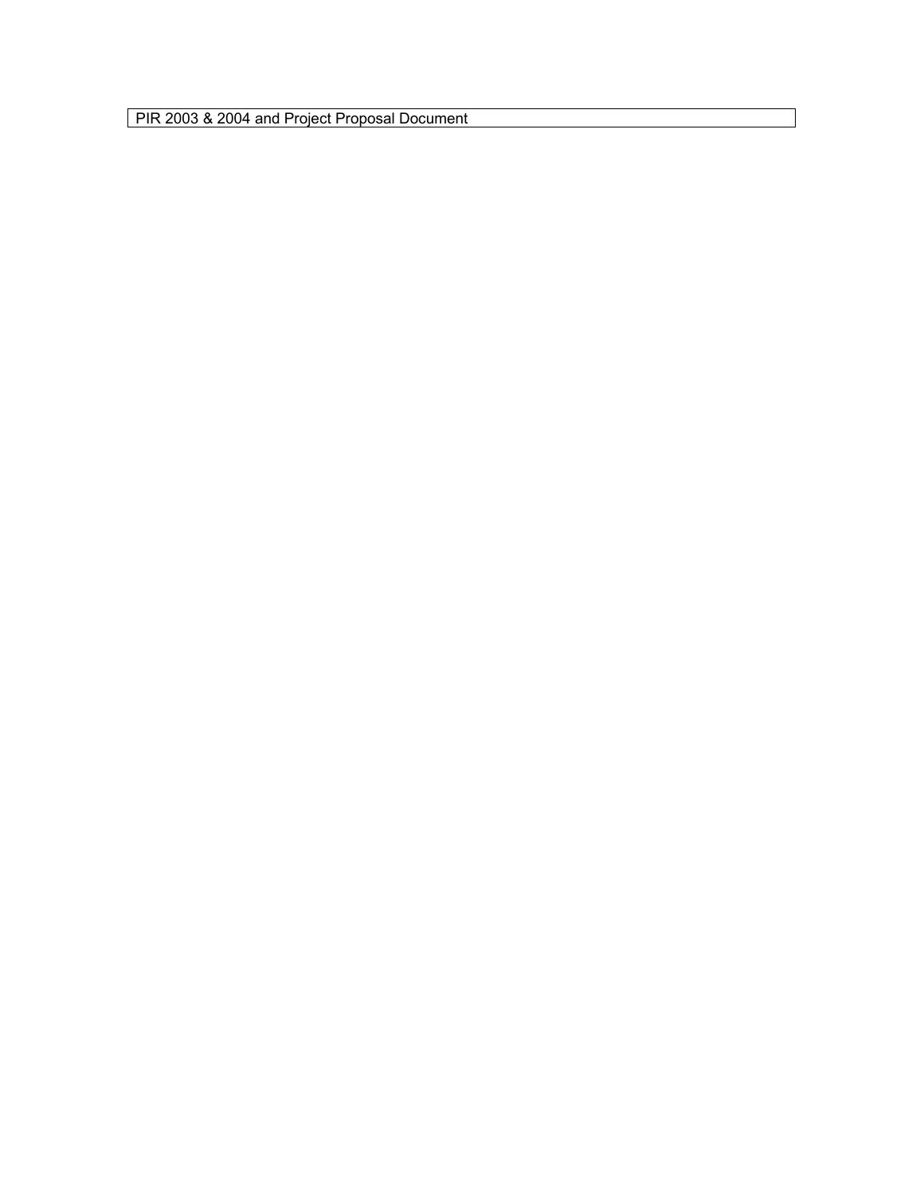PIR 2003 & 2004 and Project Proposal Document